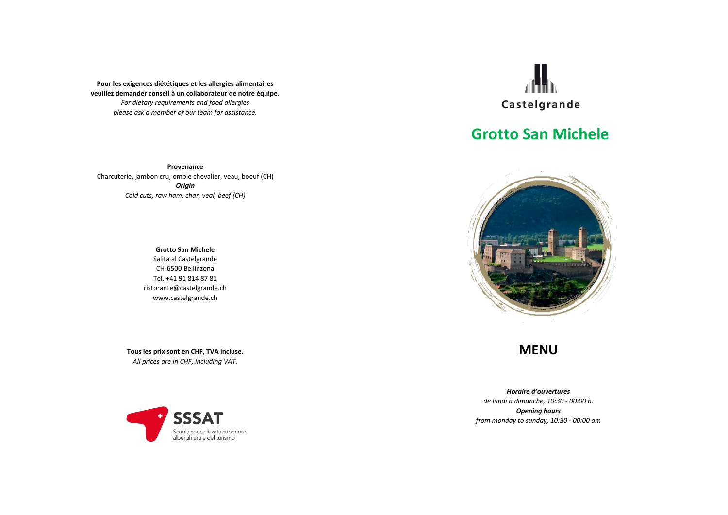**Pour les exigences diététiques et les allergies alimentaires veuillez demander conseil à un collaborateur de notre équipe.**

*For dietary requirements and food allergies please ask a member of our team for assistance.*

**Provenance**

Charcuterie, jambon cru, omble chevalier, veau, boeuf (CH)

***Origin***

*Cold cuts, raw ham, char, veal, beef (CH)*

**Grotto San Michele**

Salita al Castelgrande

CH-6500 Bellinzona

Tel. +41 91 814 87 81

ristorante@castelgrande.ch

www.castelgrande.ch

**Tous les prix sont en CHF, TVA incluse.**

*All prices are in CHF, including VAT.*

SSSAT

Scuola specializzata superiore alberghiera e del turismo

Castelgrande

# Grotto San Michele

# MENU

***Horaire d'ouvertures***

*de lundì à dimanche, 10:30 - 00:00 h.*

***Opening hours***

*from monday to sunday, 10:30 - 00:00 am*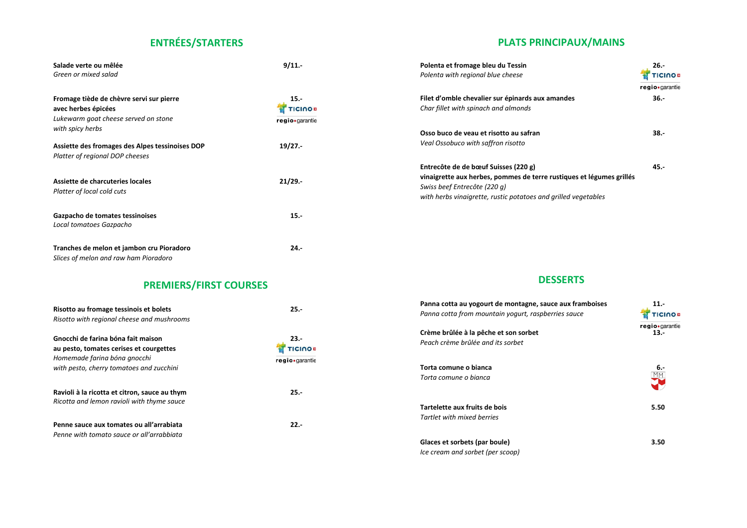## ENTRÉES/STARTERS

**Salade verte ou mêlée** — **9/11.-**
*Green or mixed salad*

**Fromage tiède de chèvre servi sur pierre avec herbes épicées** — **15.-** TICINO regio garantie
*Lukewarm goat cheese served on stone with spicy herbs*

**Assiette des fromages des Alpes tessinoises DOP** — **19/27.-**
*Platter of regional DOP cheeses*

**Assiette de charcuteries locales** — **21/29.-**
*Platter of local cold cuts*

**Gazpacho de tomates tessinoises** — **15.-**
*Local tomatoes Gazpacho*

**Tranches de melon et jambon cru Pioradoro** — **24.-**
*Slices of melon and raw ham Pioradoro*

## PREMIERS/FIRST COURSES

**Risotto au fromage tessinois et bolets** — **25.-**
*Risotto with regional cheese and mushrooms*

**Gnocchi de farina bóna fait maison au pesto, tomates cerises et courgettes** — **23.-** TICINO regio garantie
*Homemade farina bóna gnocchi with pesto, cherry tomatoes and zucchini*

**Ravioli à la ricotta et citron, sauce au thym** — **25.-**
*Ricotta and lemon ravioli with thyme sauce*

**Penne sauce aux tomates ou all'arrabiata** — **22.-**
*Penne with tomato sauce or all'arrabbiata*

## PLATS PRINCIPAUX/MAINS

**Polenta et fromage bleu du Tessin** — **26.-** TICINO regio garantie
*Polenta with regional blue cheese*

**Filet d'omble chevalier sur épinards aux amandes** — **36.-**
*Char fillet with spinach and almonds*

**Osso buco de veau et risotto au safran** — **38.-**
*Veal Ossobuco with saffron risotto*

**Entrecôte de de bœuf Suisses (220 g) vinaigrette aux herbes, pommes de terre rustiques et légumes grillés** — **45.-**
*Swiss beef Entrecôte (220 g) with herbs vinaigrette, rustic potatoes and grilled vegetables*

## DESSERTS

**Panna cotta au yogourt de montagne, sauce aux framboises** — **11.-** TICINO regio garantie
*Panna cotta from mountain yogurt, raspberries sauce*

**Crème brûlée à la pêche et son sorbet** — **13.-**
*Peach crème brûlée and its sorbet*

**Torta comune o bianca** — **6.-** MM
*Torta comune o bianca*

**Tartelette aux fruits de bois** — **5.50**
*Tartlet with mixed berries*

**Glaces et sorbets (par boule)** — **3.50**
*Ice cream and sorbet (per scoop)*